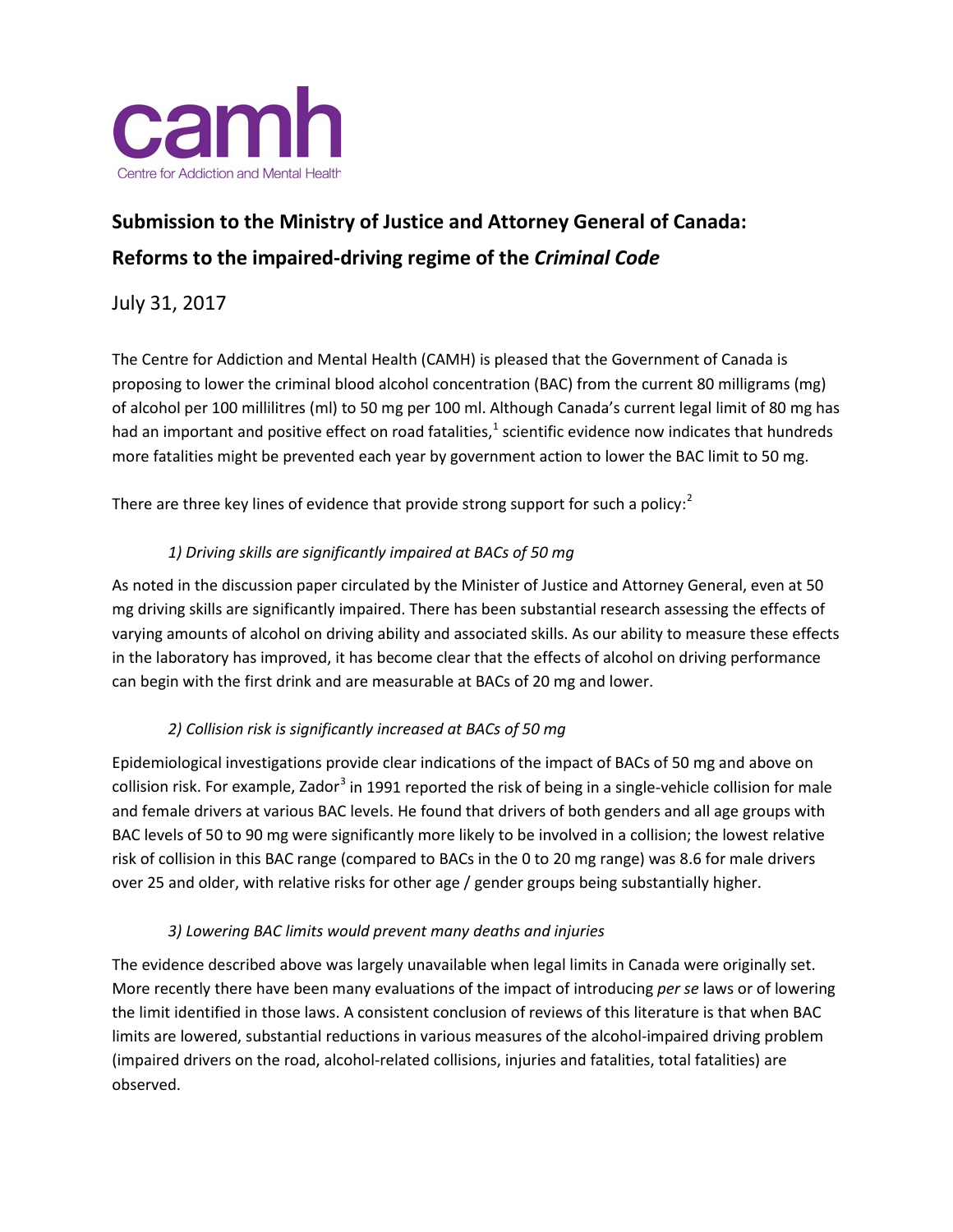camh

Centre for Addiction and Mental Health

# Submission to the Ministry of Justice and Attorney General of Canada: Reforms to the impaired-driving regime of the *Criminal Code*

July 31, 2017

The Centre for Addiction and Mental Health (CAMH) is pleased that the Government of Canada is proposing to lower the criminal blood alcohol concentration (BAC) from the current 80 milligrams (mg) of alcohol per 100 millilitres (ml) to 50 mg per 100 ml. Although Canada's current legal limit of 80 mg has had an important and positive effect on road fatalities,[1] scientific evidence now indicates that hundreds more fatalities might be prevented each year by government action to lower the BAC limit to 50 mg.

There are three key lines of evidence that provide strong support for such a policy:[2]

*1) Driving skills are significantly impaired at BACs of 50 mg*

As noted in the discussion paper circulated by the Minister of Justice and Attorney General, even at 50 mg driving skills are significantly impaired. There has been substantial research assessing the effects of varying amounts of alcohol on driving ability and associated skills. As our ability to measure these effects in the laboratory has improved, it has become clear that the effects of alcohol on driving performance can begin with the first drink and are measurable at BACs of 20 mg and lower.

*2) Collision risk is significantly increased at BACs of 50 mg*

Epidemiological investigations provide clear indications of the impact of BACs of 50 mg and above on collision risk. For example, Zador[3] in 1991 reported the risk of being in a single-vehicle collision for male and female drivers at various BAC levels. He found that drivers of both genders and all age groups with BAC levels of 50 to 90 mg were significantly more likely to be involved in a collision; the lowest relative risk of collision in this BAC range (compared to BACs in the 0 to 20 mg range) was 8.6 for male drivers over 25 and older, with relative risks for other age / gender groups being substantially higher.

*3) Lowering BAC limits would prevent many deaths and injuries*

The evidence described above was largely unavailable when legal limits in Canada were originally set. More recently there have been many evaluations of the impact of introducing *per se* laws or of lowering the limit identified in those laws. A consistent conclusion of reviews of this literature is that when BAC limits are lowered, substantial reductions in various measures of the alcohol-impaired driving problem (impaired drivers on the road, alcohol-related collisions, injuries and fatalities, total fatalities) are observed.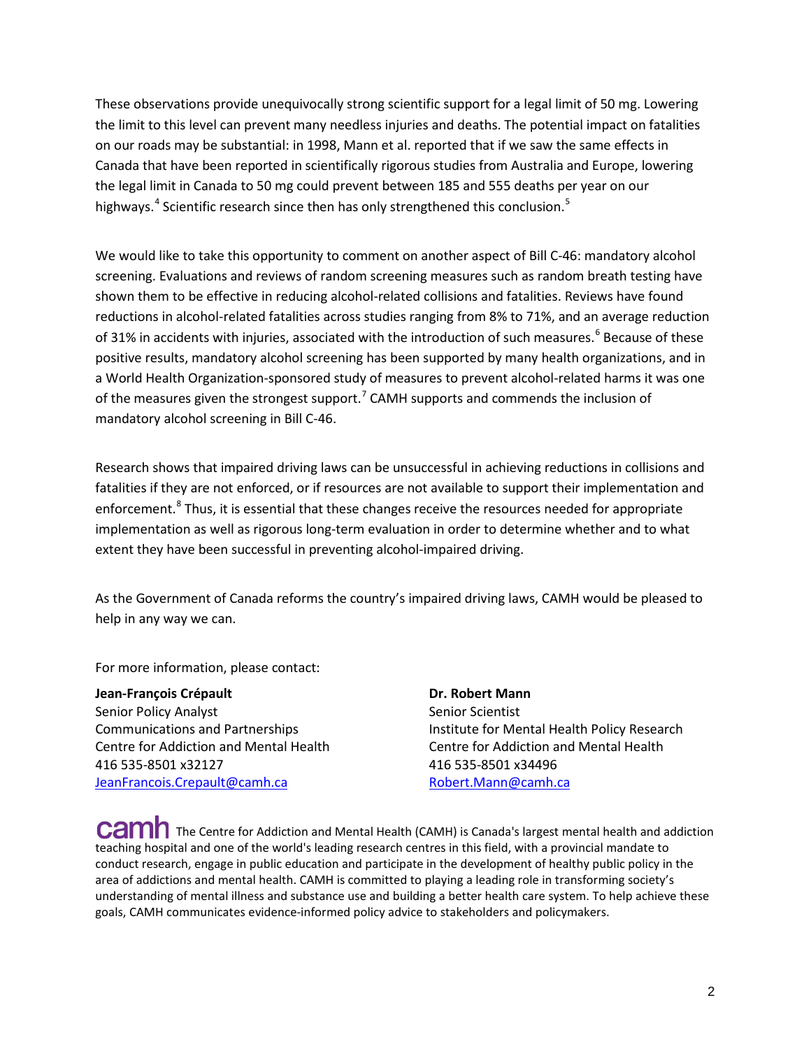These observations provide unequivocally strong scientific support for a legal limit of 50 mg. Lowering the limit to this level can prevent many needless injuries and deaths. The potential impact on fatalities on our roads may be substantial: in 1998, Mann et al. reported that if we saw the same effects in Canada that have been reported in scientifically rigorous studies from Australia and Europe, lowering the legal limit in Canada to 50 mg could prevent between 185 and 555 deaths per year on our highways.[4] Scientific research since then has only strengthened this conclusion.[5]

We would like to take this opportunity to comment on another aspect of Bill C-46: mandatory alcohol screening. Evaluations and reviews of random screening measures such as random breath testing have shown them to be effective in reducing alcohol-related collisions and fatalities. Reviews have found reductions in alcohol-related fatalities across studies ranging from 8% to 71%, and an average reduction of 31% in accidents with injuries, associated with the introduction of such measures.[6] Because of these positive results, mandatory alcohol screening has been supported by many health organizations, and in a World Health Organization-sponsored study of measures to prevent alcohol-related harms it was one of the measures given the strongest support.[7] CAMH supports and commends the inclusion of mandatory alcohol screening in Bill C-46.

Research shows that impaired driving laws can be unsuccessful in achieving reductions in collisions and fatalities if they are not enforced, or if resources are not available to support their implementation and enforcement.[8] Thus, it is essential that these changes receive the resources needed for appropriate implementation as well as rigorous long-term evaluation in order to determine whether and to what extent they have been successful in preventing alcohol-impaired driving.

As the Government of Canada reforms the country's impaired driving laws, CAMH would be pleased to help in any way we can.

For more information, please contact:

**Jean-François Crépault**
Senior Policy Analyst
Communications and Partnerships
Centre for Addiction and Mental Health
416 535-8501 x32127
JeanFrancois.Crepault@camh.ca

**Dr. Robert Mann**
Senior Scientist
Institute for Mental Health Policy Research
Centre for Addiction and Mental Health
416 535-8501 x34496
Robert.Mann@camh.ca

**camh** The Centre for Addiction and Mental Health (CAMH) is Canada's largest mental health and addiction teaching hospital and one of the world's leading research centres in this field, with a provincial mandate to conduct research, engage in public education and participate in the development of healthy public policy in the area of addictions and mental health. CAMH is committed to playing a leading role in transforming society's understanding of mental illness and substance use and building a better health care system. To help achieve these goals, CAMH communicates evidence-informed policy advice to stakeholders and policymakers.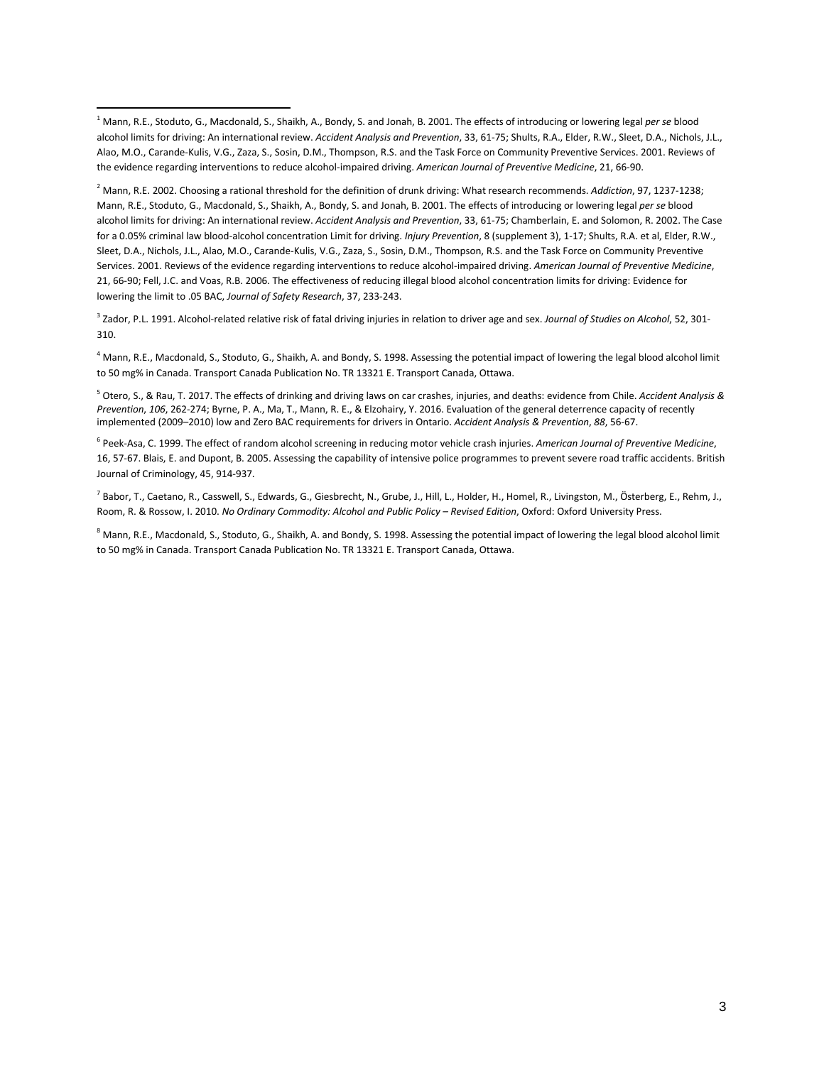[1] Mann, R.E., Stoduto, G., Macdonald, S., Shaikh, A., Bondy, S. and Jonah, B. 2001. The effects of introducing or lowering legal *per se* blood alcohol limits for driving: An international review. *Accident Analysis and Prevention*, 33, 61-75; Shults, R.A., Elder, R.W., Sleet, D.A., Nichols, J.L., Alao, M.O., Carande-Kulis, V.G., Zaza, S., Sosin, D.M., Thompson, R.S. and the Task Force on Community Preventive Services. 2001. Reviews of the evidence regarding interventions to reduce alcohol-impaired driving. *American Journal of Preventive Medicine*, 21, 66-90.

[2] Mann, R.E. 2002. Choosing a rational threshold for the definition of drunk driving: What research recommends. *Addiction*, 97, 1237-1238; Mann, R.E., Stoduto, G., Macdonald, S., Shaikh, A., Bondy, S. and Jonah, B. 2001. The effects of introducing or lowering legal *per se* blood alcohol limits for driving: An international review. *Accident Analysis and Prevention*, 33, 61-75; Chamberlain, E. and Solomon, R. 2002. The Case for a 0.05% criminal law blood-alcohol concentration Limit for driving. *Injury Prevention*, 8 (supplement 3), 1-17; Shults, R.A. et al, Elder, R.W., Sleet, D.A., Nichols, J.L., Alao, M.O., Carande-Kulis, V.G., Zaza, S., Sosin, D.M., Thompson, R.S. and the Task Force on Community Preventive Services. 2001. Reviews of the evidence regarding interventions to reduce alcohol-impaired driving. *American Journal of Preventive Medicine*, 21, 66-90; Fell, J.C. and Voas, R.B. 2006. The effectiveness of reducing illegal blood alcohol concentration limits for driving: Evidence for lowering the limit to .05 BAC, *Journal of Safety Research*, 37, 233-243.

[3] Zador, P.L. 1991. Alcohol-related relative risk of fatal driving injuries in relation to driver age and sex. *Journal of Studies on Alcohol*, 52, 301-310.

[4] Mann, R.E., Macdonald, S., Stoduto, G., Shaikh, A. and Bondy, S. 1998. Assessing the potential impact of lowering the legal blood alcohol limit to 50 mg% in Canada. Transport Canada Publication No. TR 13321 E. Transport Canada, Ottawa.

[5] Otero, S., & Rau, T. 2017. The effects of drinking and driving laws on car crashes, injuries, and deaths: evidence from Chile. *Accident Analysis & Prevention*, *106*, 262-274; Byrne, P. A., Ma, T., Mann, R. E., & Elzohairy, Y. 2016. Evaluation of the general deterrence capacity of recently implemented (2009–2010) low and Zero BAC requirements for drivers in Ontario. *Accident Analysis & Prevention*, *88*, 56-67.

[6] Peek-Asa, C. 1999. The effect of random alcohol screening in reducing motor vehicle crash injuries. *American Journal of Preventive Medicine*, 16, 57-67. Blais, E. and Dupont, B. 2005. Assessing the capability of intensive police programmes to prevent severe road traffic accidents. British Journal of Criminology, 45, 914-937.

[7] Babor, T., Caetano, R., Casswell, S., Edwards, G., Giesbrecht, N., Grube, J., Hill, L., Holder, H., Homel, R., Livingston, M., Österberg, E., Rehm, J., Room, R. & Rossow, I. 2010. *No Ordinary Commodity: Alcohol and Public Policy – Revised Edition*, Oxford: Oxford University Press.

[8] Mann, R.E., Macdonald, S., Stoduto, G., Shaikh, A. and Bondy, S. 1998. Assessing the potential impact of lowering the legal blood alcohol limit to 50 mg% in Canada. Transport Canada Publication No. TR 13321 E. Transport Canada, Ottawa.